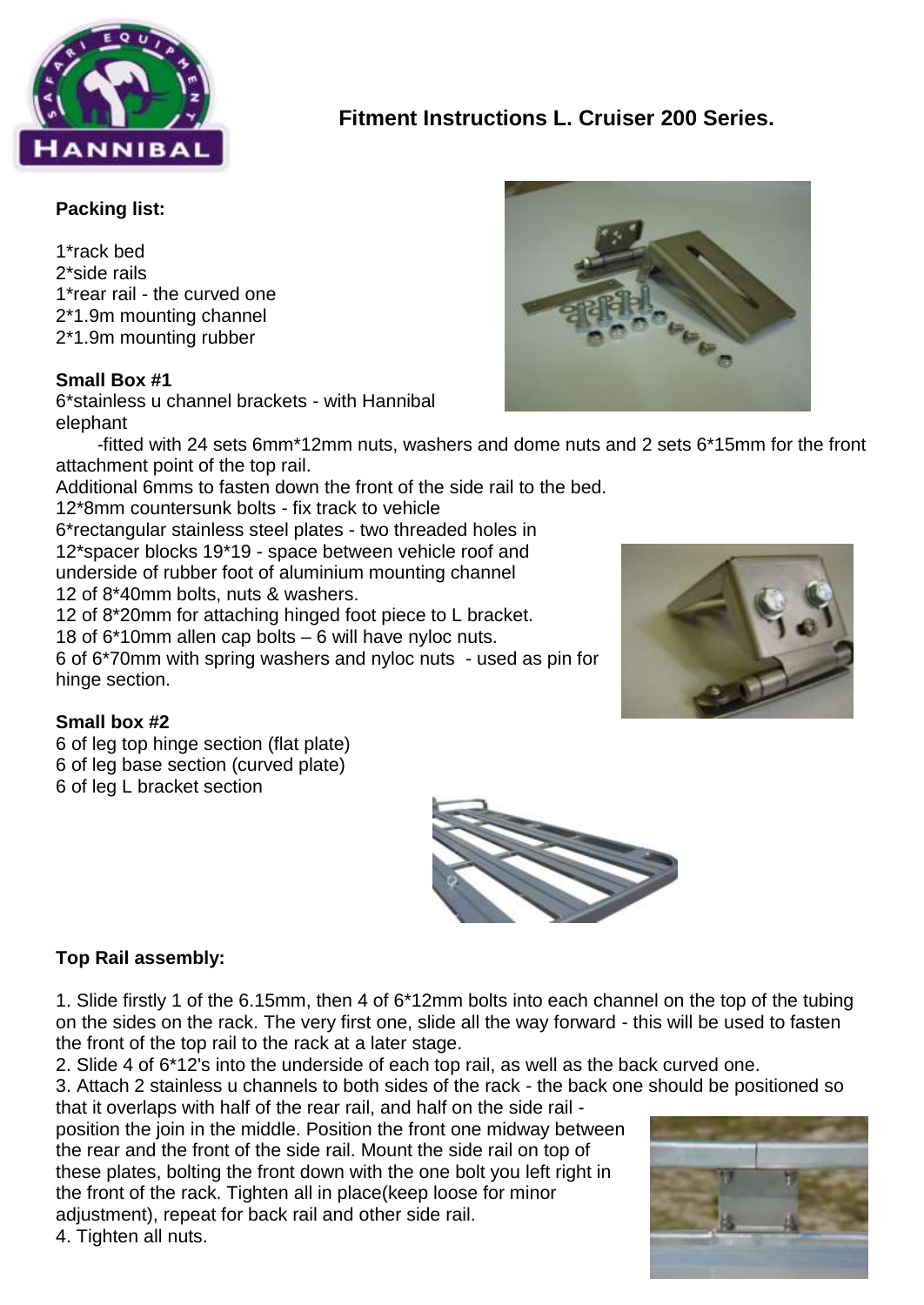# Fitment Instructions L. Cruiser 200 Series.

**Packing list:**

1*rack bed
2*side rails
1*rear rail - the curved one
2*1.9m mounting channel
2*1.9m mounting rubber

**Small Box #1**

6*stainless u channel brackets - with Hannibal elephant

-fitted with 24 sets 6mm*12mm nuts, washers and dome nuts and 2 sets 6*15mm for the front attachment point of the top rail.

Additional 6mms to fasten down the front of the side rail to the bed.
12*8mm countersunk bolts - fix track to vehicle
6*rectangular stainless steel plates - two threaded holes in
12*spacer blocks 19*19 - space between vehicle roof and underside of rubber foot of aluminium mounting channel
12 of 8*40mm bolts, nuts & washers.
12 of 8*20mm for attaching hinged foot piece to L bracket.
18 of 6*10mm allen cap bolts – 6 will have nyloc nuts.
6 of 6*70mm with spring washers and nyloc nuts - used as pin for hinge section.

**Small box #2**

6 of leg top hinge section (flat plate)
6 of leg base section (curved plate)
6 of leg L bracket section

**Top Rail assembly:**

1. Slide firstly 1 of the 6.15mm, then 4 of 6*12mm bolts into each channel on the top of the tubing on the sides on the rack. The very first one, slide all the way forward - this will be used to fasten the front of the top rail to the rack at a later stage.
2. Slide 4 of 6*12's into the underside of each top rail, as well as the back curved one.
3. Attach 2 stainless u channels to both sides of the rack - the back one should be positioned so that it overlaps with half of the rear rail, and half on the side rail - position the join in the middle. Position the front one midway between the rear and the front of the side rail. Mount the side rail on top of these plates, bolting the front down with the one bolt you left right in the front of the rack. Tighten all in place(keep loose for minor adjustment), repeat for back rail and other side rail.
4. Tighten all nuts.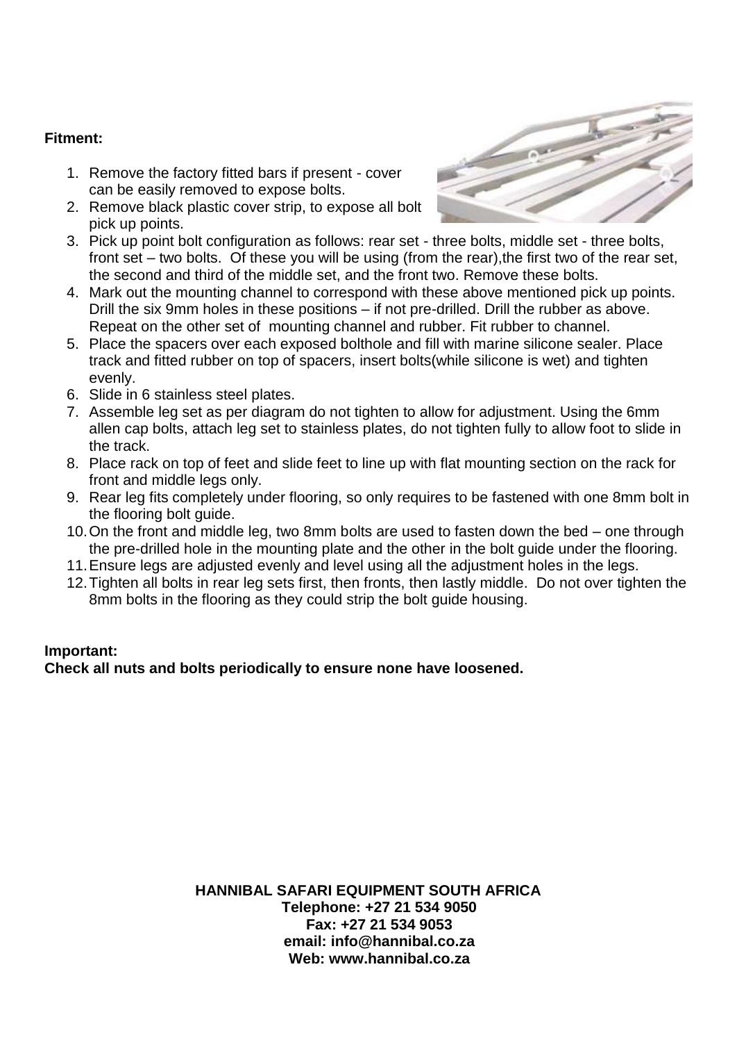**Fitment:**

1. Remove the factory fitted bars if present - cover can be easily removed to expose bolts.
2. Remove black plastic cover strip, to expose all bolt pick up points.
3. Pick up point bolt configuration as follows: rear set - three bolts, middle set - three bolts, front set – two bolts. Of these you will be using (from the rear),the first two of the rear set, the second and third of the middle set, and the front two. Remove these bolts.
4. Mark out the mounting channel to correspond with these above mentioned pick up points. Drill the six 9mm holes in these positions – if not pre-drilled. Drill the rubber as above. Repeat on the other set of mounting channel and rubber. Fit rubber to channel.
5. Place the spacers over each exposed bolthole and fill with marine silicone sealer. Place track and fitted rubber on top of spacers, insert bolts(while silicone is wet) and tighten evenly.
6. Slide in 6 stainless steel plates.
7. Assemble leg set as per diagram do not tighten to allow for adjustment. Using the 6mm allen cap bolts, attach leg set to stainless plates, do not tighten fully to allow foot to slide in the track.
8. Place rack on top of feet and slide feet to line up with flat mounting section on the rack for front and middle legs only.
9. Rear leg fits completely under flooring, so only requires to be fastened with one 8mm bolt in the flooring bolt guide.
10. On the front and middle leg, two 8mm bolts are used to fasten down the bed – one through the pre-drilled hole in the mounting plate and the other in the bolt guide under the flooring.
11. Ensure legs are adjusted evenly and level using all the adjustment holes in the legs.
12. Tighten all bolts in rear leg sets first, then fronts, then lastly middle. Do not over tighten the 8mm bolts in the flooring as they could strip the bolt guide housing.

**Important:**
**Check all nuts and bolts periodically to ensure none have loosened.**

**HANNIBAL SAFARI EQUIPMENT SOUTH AFRICA**
**Telephone: +27 21 534 9050**
**Fax: +27 21 534 9053**
**email: info@hannibal.co.za**
**Web: www.hannibal.co.za**